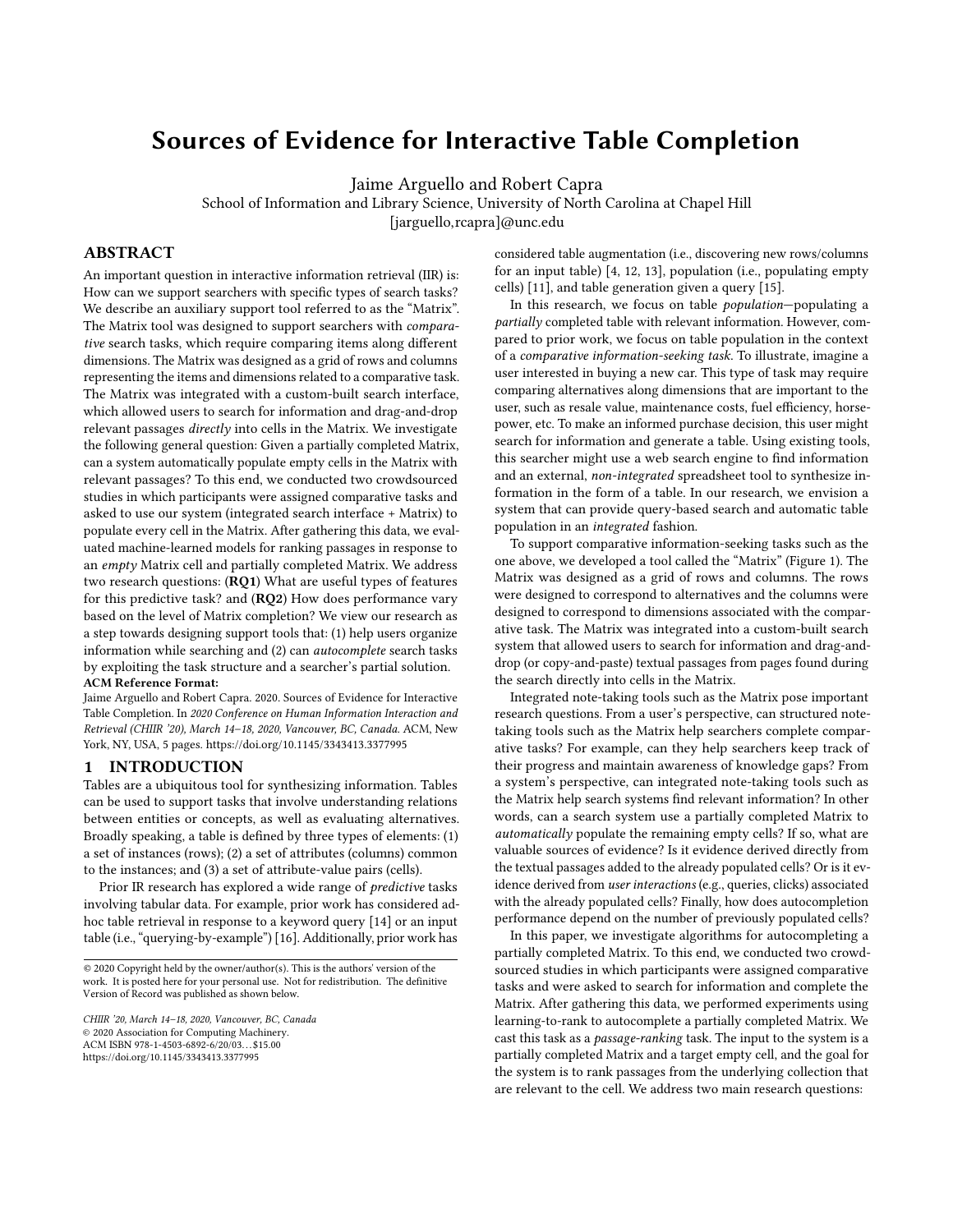# Sources of Evidence for Interactive Table Completion

Jaime Arguello and Robert Capra

School of Information and Library Science, University of North Carolina at Chapel Hill

[jarguello,rcapra]@unc.edu

## ABSTRACT

An important question in interactive information retrieval (IIR) is: How can we support searchers with specific types of search tasks? We describe an auxiliary support tool referred to as the "Matrix". The Matrix tool was designed to support searchers with *comparative* search tasks, which require comparing items along different dimensions. The Matrix was designed as a grid of rows and columns representing the items and dimensions related to a comparative task. The Matrix was integrated with a custom-built search interface, which allowed users to search for information and drag-and-drop relevant passages *directly* into cells in the Matrix. We investigate the following general question: Given a partially completed Matrix, can a system automatically populate empty cells in the Matrix with relevant passages? To this end, we conducted two crowdsourced studies in which participants were assigned comparative tasks and asked to use our system (integrated search interface + Matrix) to populate every cell in the Matrix. After gathering this data, we evaluated machine-learned models for ranking passages in response to an *empty* Matrix cell and partially completed Matrix. We address two research questions: (**RQ1**) What are useful types of features for this predictive task? and (**RQ2**) How does performance vary based on the level of Matrix completion? We view our research as a step towards designing support tools that: (1) help users organize information while searching and (2) can *autocomplete* search tasks by exploiting the task structure and a searcher's partial solution.

**ACM Reference Format:**

Jaime Arguello and Robert Capra. 2020. Sources of Evidence for Interactive Table Completion. In *2020 Conference on Human Information Interaction and Retrieval (CHIIR '20), March 14–18, 2020, Vancouver, BC, Canada.* ACM, New York, NY, USA, 5 pages. https://doi.org/10.1145/3343413.3377995

## 1 INTRODUCTION

Tables are a ubiquitous tool for synthesizing information. Tables can be used to support tasks that involve understanding relations between entities or concepts, as well as evaluating alternatives. Broadly speaking, a table is defined by three types of elements: (1) a set of instances (rows); (2) a set of attributes (columns) common to the instances; and (3) a set of attribute-value pairs (cells).

Prior IR research has explored a wide range of *predictive* tasks involving tabular data. For example, prior work has considered ad-hoc table retrieval in response to a keyword query [14] or an input table (i.e., "querying-by-example") [16]. Additionally, prior work has considered table augmentation (i.e., discovering new rows/columns for an input table) [4, 12, 13], population (i.e., populating empty cells) [11], and table generation given a query [15].

In this research, we focus on table *population*—populating a *partially* completed table with relevant information. However, compared to prior work, we focus on table population in the context of a *comparative information-seeking task*. To illustrate, imagine a user interested in buying a new car. This type of task may require comparing alternatives along dimensions that are important to the user, such as resale value, maintenance costs, fuel efficiency, horsepower, etc. To make an informed purchase decision, this user might search for information and generate a table. Using existing tools, this searcher might use a web search engine to find information and an external, *non-integrated* spreadsheet tool to synthesize information in the form of a table. In our research, we envision a system that can provide query-based search and automatic table population in an *integrated* fashion.

To support comparative information-seeking tasks such as the one above, we developed a tool called the "Matrix" (Figure 1). The Matrix was designed as a grid of rows and columns. The rows were designed to correspond to alternatives and the columns were designed to correspond to dimensions associated with the comparative task. The Matrix was integrated into a custom-built search system that allowed users to search for information and drag-and-drop (or copy-and-paste) textual passages from pages found during the search directly into cells in the Matrix.

Integrated note-taking tools such as the Matrix pose important research questions. From a user's perspective, can structured note-taking tools such as the Matrix help searchers complete comparative tasks? For example, can they help searchers keep track of their progress and maintain awareness of knowledge gaps? From a system's perspective, can integrated note-taking tools such as the Matrix help search systems find relevant information? In other words, can a search system use a partially completed Matrix to *automatically* populate the remaining empty cells? If so, what are valuable sources of evidence? Is it evidence derived directly from the textual passages added to the already populated cells? Or is it evidence derived from *user interactions* (e.g., queries, clicks) associated with the already populated cells? Finally, how does autocompletion performance depend on the number of previously populated cells?

In this paper, we investigate algorithms for autocompleting a partially completed Matrix. To this end, we conducted two crowdsourced studies in which participants were assigned comparative tasks and were asked to search for information and complete the Matrix. After gathering this data, we performed experiments using learning-to-rank to autocomplete a partially completed Matrix. We cast this task as a *passage-ranking* task. The input to the system is a partially completed Matrix and a target empty cell, and the goal for the system is to rank passages from the underlying collection that are relevant to the cell. We address two main research questions:

© 2020 Copyright held by the owner/author(s). This is the authors' version of the work. It is posted here for your personal use. Not for redistribution. The definitive Version of Record was published as shown below.

*CHIIR '20, March 14–18, 2020, Vancouver, BC, Canada*
© 2020 Association for Computing Machinery.
ACM ISBN 978-1-4503-6892-6/20/03…$15.00
https://doi.org/10.1145/3343413.3377995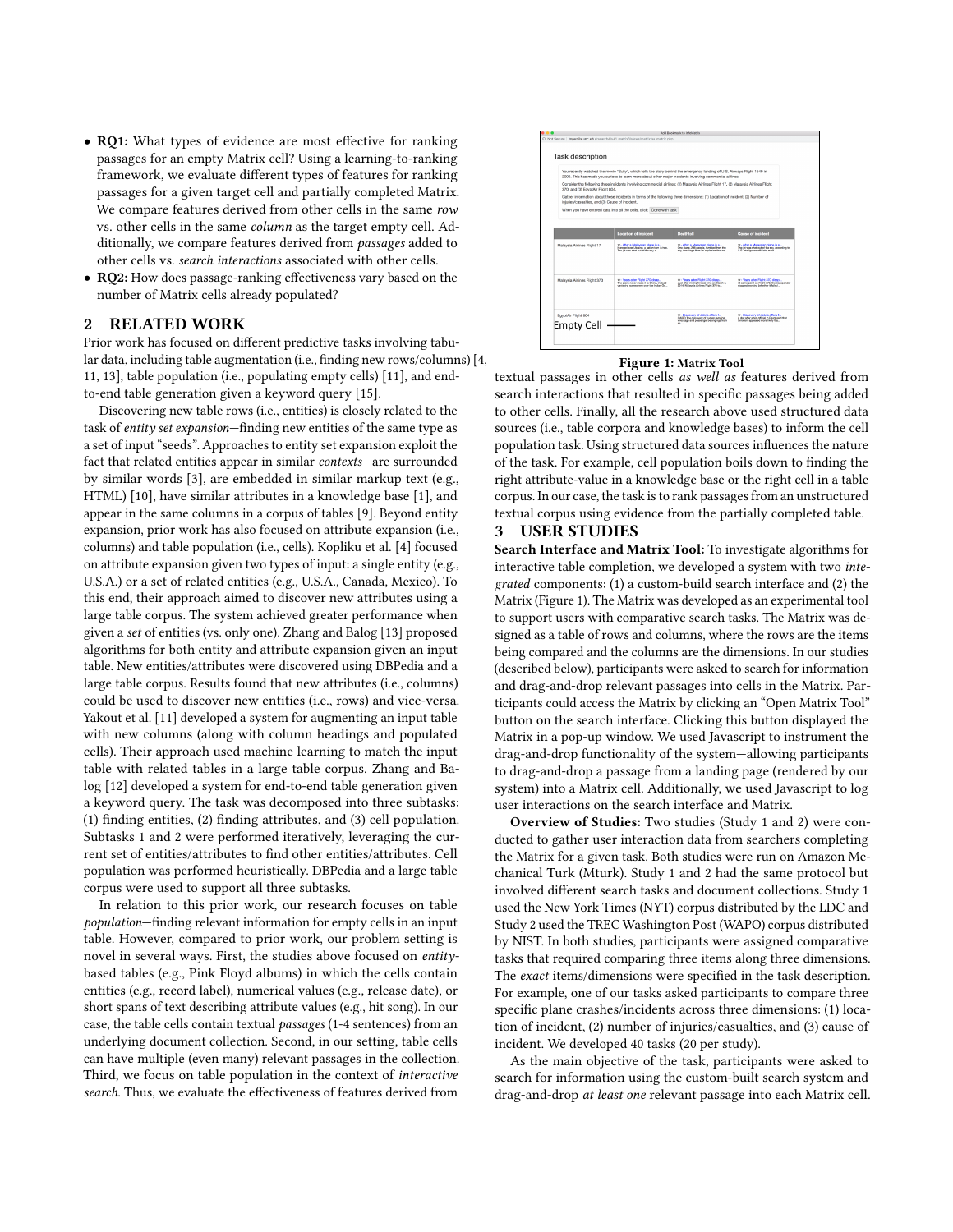- **RQ1:** What types of evidence are most effective for ranking passages for an empty Matrix cell? Using a learning-to-ranking framework, we evaluate different types of features for ranking passages for a given target cell and partially completed Matrix. We compare features derived from other cells in the same *row* vs. other cells in the same *column* as the target empty cell. Additionally, we compare features derived from *passages* added to other cells vs. *search interactions* associated with other cells.
- **RQ2:** How does passage-ranking effectiveness vary based on the number of Matrix cells already populated?

## 2 RELATED WORK

Prior work has focused on different predictive tasks involving tabular data, including table augmentation (i.e., finding new rows/columns) [4, 11, 13], table population (i.e., populating empty cells) [11], and end-to-end table generation given a keyword query [15].

Discovering new table rows (i.e., entities) is closely related to the task of *entity set expansion*—finding new entities of the same type as a set of input "seeds". Approaches to entity set expansion exploit the fact that related entities appear in similar *contexts*—are surrounded by similar words [3], are embedded in similar markup text (e.g., HTML) [10], have similar attributes in a knowledge base [1], and appear in the same columns in a corpus of tables [9]. Beyond entity expansion, prior work has also focused on attribute expansion (i.e., columns) and table population (i.e., cells). Kopliku et al. [4] focused on attribute expansion given two types of input: a single entity (e.g., U.S.A.) or a set of related entities (e.g., U.S.A., Canada, Mexico). To this end, their approach aimed to discover new attributes using a large table corpus. The system achieved greater performance when given a *set* of entities (vs. only one). Zhang and Balog [13] proposed algorithms for both entity and attribute expansion given an input table. New entities/attributes were discovered using DBPedia and a large table corpus. Results found that new attributes (i.e., columns) could be used to discover new entities (i.e., rows) and vice-versa. Yakout et al. [11] developed a system for augmenting an input table with new columns (along with column headings and populated cells). Their approach used machine learning to match the input table with related tables in a large table corpus. Zhang and Balog [12] developed a system for end-to-end table generation given a keyword query. The task was decomposed into three subtasks: (1) finding entities, (2) finding attributes, and (3) cell population. Subtasks 1 and 2 were performed iteratively, leveraging the current set of entities/attributes to find other entities/attributes. Cell population was performed heuristically. DBPedia and a large table corpus were used to support all three subtasks.

In relation to this prior work, our research focuses on table *population*—finding relevant information for empty cells in an input table. However, compared to prior work, our problem setting is novel in several ways. First, the studies above focused on *entity*-based tables (e.g., Pink Floyd albums) in which the cells contain entities (e.g., record label), numerical values (e.g., release date), or short spans of text describing attribute values (e.g., hit song). In our case, the table cells contain textual *passages* (1-4 sentences) from an underlying document collection. Second, in our setting, table cells can have multiple (even many) relevant passages in the collection. Third, we focus on table population in the context of *interactive search*. Thus, we evaluate the effectiveness of features derived from textual passages in other cells *as well as* features derived from search interactions that resulted in specific passages being added to other cells. Finally, all the research above used structured data sources (i.e., table corpora and knowledge bases) to inform the cell population task. Using structured data sources influences the nature of the task. For example, cell population boils down to finding the right attribute-value in a knowledge base or the right cell in a table corpus. In our case, the task is to rank passages from an unstructured textual corpus using evidence from the partially completed table.

**Figure 1: Matrix Tool**

## 3 USER STUDIES

**Search Interface and Matrix Tool:** To investigate algorithms for interactive table completion, we developed a system with two *integrated* components: (1) a custom-build search interface and (2) the Matrix (Figure 1). The Matrix was developed as an experimental tool to support users with comparative search tasks. The Matrix was designed as a table of rows and columns, where the rows are the items being compared and the columns are the dimensions. In our studies (described below), participants were asked to search for information and drag-and-drop relevant passages into cells in the Matrix. Participants could access the Matrix by clicking an "Open Matrix Tool" button on the search interface. Clicking this button displayed the Matrix in a pop-up window. We used Javascript to instrument the drag-and-drop functionality of the system—allowing participants to drag-and-drop a passage from a landing page (rendered by our system) into a Matrix cell. Additionally, we used Javascript to log user interactions on the search interface and Matrix.

**Overview of Studies:** Two studies (Study 1 and 2) were conducted to gather user interaction data from searchers completing the Matrix for a given task. Both studies were run on Amazon Mechanical Turk (Mturk). Study 1 and 2 had the same protocol but involved different search tasks and document collections. Study 1 used the New York Times (NYT) corpus distributed by the LDC and Study 2 used the TREC Washington Post (WAPO) corpus distributed by NIST. In both studies, participants were assigned comparative tasks that required comparing three items along three dimensions. The *exact* items/dimensions were specified in the task description. For example, one of our tasks asked participants to compare three specific plane crashes/incidents across three dimensions: (1) location of incident, (2) number of injuries/casualties, and (3) cause of incident. We developed 40 tasks (20 per study).

As the main objective of the task, participants were asked to search for information using the custom-built search system and drag-and-drop *at least one* relevant passage into each Matrix cell.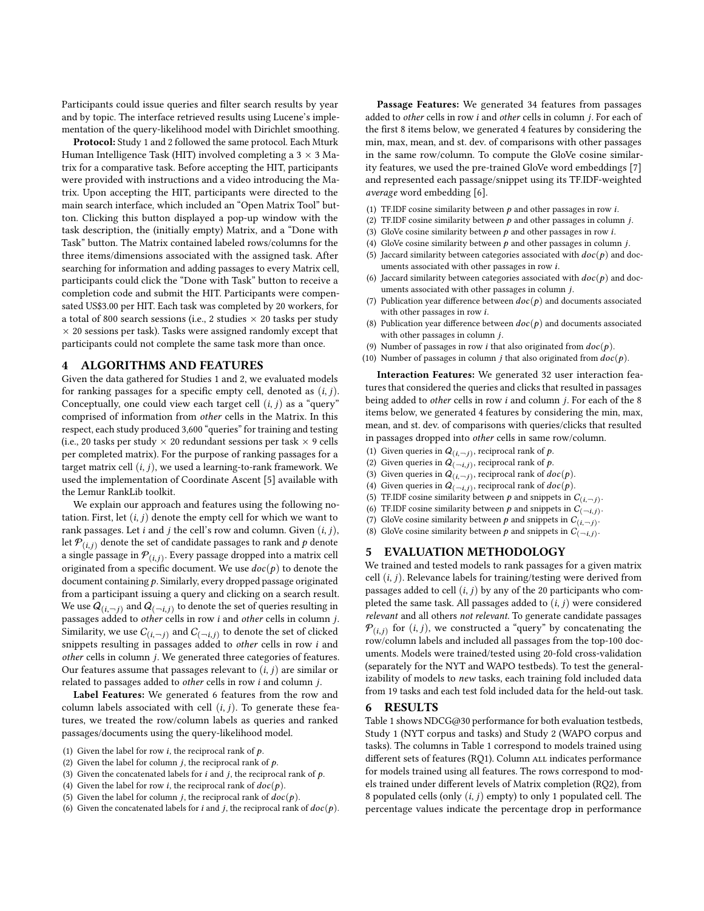Participants could issue queries and filter search results by year and by topic. The interface retrieved results using Lucene's implementation of the query-likelihood model with Dirichlet smoothing.

**Protocol:** Study 1 and 2 followed the same protocol. Each Mturk Human Intelligence Task (HIT) involved completing a $3 \times 3$ Matrix for a comparative task. Before accepting the HIT, participants were provided with instructions and a video introducing the Matrix. Upon accepting the HIT, participants were directed to the main search interface, which included an "Open Matrix Tool" button. Clicking this button displayed a pop-up window with the task description, the (initially empty) Matrix, and a "Done with Task" button. The Matrix contained labeled rows/columns for the three items/dimensions associated with the assigned task. After searching for information and adding passages to every Matrix cell, participants could click the "Done with Task" button to receive a completion code and submit the HIT. Participants were compensated US$3.00 per HIT. Each task was completed by 20 workers, for a total of 800 search sessions (i.e., 2 studies $\times$ 20 tasks per study $\times$ 20 sessions per task). Tasks were assigned randomly except that participants could not complete the same task more than once.

## 4 ALGORITHMS AND FEATURES

Given the data gathered for Studies 1 and 2, we evaluated models for ranking passages for a specific empty cell, denoted as $(i, j)$. Conceptually, one could view each target cell $(i, j)$ as a "query" comprised of information from *other* cells in the Matrix. In this respect, each study produced 3,600 "queries" for training and testing (i.e., 20 tasks per study $\times$ 20 redundant sessions per task $\times$ 9 cells per completed matrix). For the purpose of ranking passages for a target matrix cell $(i, j)$, we used a learning-to-rank framework. We used the implementation of Coordinate Ascent [5] available with the Lemur RankLib toolkit.

We explain our approach and features using the following notation. First, let $(i, j)$ denote the empty cell for which we want to rank passages. Let $i$ and $j$ the cell's row and column. Given $(i, j)$, let $\mathcal{P}_{(i,j)}$ denote the set of candidate passages to rank and $p$ denote a single passage in $\mathcal{P}_{(i,j)}$. Every passage dropped into a matrix cell originated from a specific document. We use $doc(p)$ to denote the document containing $p$. Similarly, every dropped passage originated from a participant issuing a query and clicking on a search result. We use $Q_{(i,\neg j)}$ and $Q_{(\neg i,j)}$ to denote the set of queries resulting in passages added to *other* cells in row $i$ and *other* cells in column $j$. Similarity, we use $C_{(i,\neg j)}$ and $C_{(\neg i,j)}$ to denote the set of clicked snippets resulting in passages added to *other* cells in row $i$ and *other* cells in column $j$. We generated three categories of features. Our features assume that passages relevant to $(i, j)$ are similar or related to passages added to *other* cells in row $i$ and column $j$.

**Label Features:** We generated 6 features from the row and column labels associated with cell $(i, j)$. To generate these features, we treated the row/column labels as queries and ranked passages/documents using the query-likelihood model.

(1) Given the label for row $i$, the reciprocal rank of $p$.
(2) Given the label for column $j$, the reciprocal rank of $p$.
(3) Given the concatenated labels for $i$ and $j$, the reciprocal rank of $p$.
(4) Given the label for row $i$, the reciprocal rank of $doc(p)$.
(5) Given the label for column $j$, the reciprocal rank of $doc(p)$.
(6) Given the concatenated labels for $i$ and $j$, the reciprocal rank of $doc(p)$.

**Passage Features:** We generated 34 features from passages added to *other* cells in row $i$ and *other* cells in column $j$. For each of the first 8 items below, we generated 4 features by considering the min, max, mean, and st. dev. of comparisons with other passages in the same row/column. To compute the GloVe cosine similarity features, we used the pre-trained GloVe word embeddings [7] and represented each passage/snippet using its TF.IDF-weighted *average* word embedding [6].

(1) TF.IDF cosine similarity between $p$ and other passages in row $i$.
(2) TF.IDF cosine similarity between $p$ and other passages in column $j$.
(3) GloVe cosine similarity between $p$ and other passages in row $i$.
(4) GloVe cosine similarity between $p$ and other passages in column $j$.
(5) Jaccard similarity between categories associated with $doc(p)$ and documents associated with other passages in row $i$.
(6) Jaccard similarity between categories associated with $doc(p)$ and documents associated with other passages in column $j$.
(7) Publication year difference between $doc(p)$ and documents associated with other passages in row $i$.
(8) Publication year difference between $doc(p)$ and documents associated with other passages in column $j$.
(9) Number of passages in row $i$ that also originated from $doc(p)$.
(10) Number of passages in column $j$ that also originated from $doc(p)$.

**Interaction Features:** We generated 32 user interaction features that considered the queries and clicks that resulted in passages being added to *other* cells in row $i$ and column $j$. For each of the 8 items below, we generated 4 features by considering the min, max, mean, and st. dev. of comparisons with queries/clicks that resulted in passages dropped into *other* cells in same row/column.

(1) Given queries in $Q_{(i,\neg j)}$, reciprocal rank of $p$.
(2) Given queries in $Q_{(\neg i,j)}$, reciprocal rank of $p$.
(3) Given queries in $Q_{(i,\neg j)}$, reciprocal rank of $doc(p)$.
(4) Given queries in $Q_{(\neg i,j)}$, reciprocal rank of $doc(p)$.
(5) TF.IDF cosine similarity between $p$ and snippets in $C_{(i,\neg j)}$.
(6) TF.IDF cosine similarity between $p$ and snippets in $C_{(\neg i,j)}$.
(7) GloVe cosine similarity between $p$ and snippets in $C_{(i,\neg j)}$.
(8) GloVe cosine similarity between $p$ and snippets in $C_{(\neg i,j)}$.

## 5 EVALUATION METHODOLOGY

We trained and tested models to rank passages for a given matrix cell $(i, j)$. Relevance labels for training/testing were derived from passages added to cell $(i, j)$ by any of the 20 participants who completed the same task. All passages added to $(i, j)$ were considered *relevant* and all others *not relevant*. To generate candidate passages $\mathcal{P}_{(i,j)}$ for $(i, j)$, we constructed a "query" by concatenating the row/column labels and included all passages from the top-100 documents. Models were trained/tested using 20-fold cross-validation (separately for the NYT and WAPO testbeds). To test the generalizability of models to *new* tasks, each training fold included data from 19 tasks and each test fold included data for the held-out task.

## 6 RESULTS

Table 1 shows NDCG@30 performance for both evaluation testbeds, Study 1 (NYT corpus and tasks) and Study 2 (WAPO corpus and tasks). The columns in Table 1 correspond to models trained using different sets of features (RQ1). Column ALL indicates performance for models trained using all features. The rows correspond to models trained under different levels of Matrix completion (RQ2), from 8 populated cells (only $(i, j)$ empty) to only 1 populated cell. The percentage values indicate the percentage drop in performance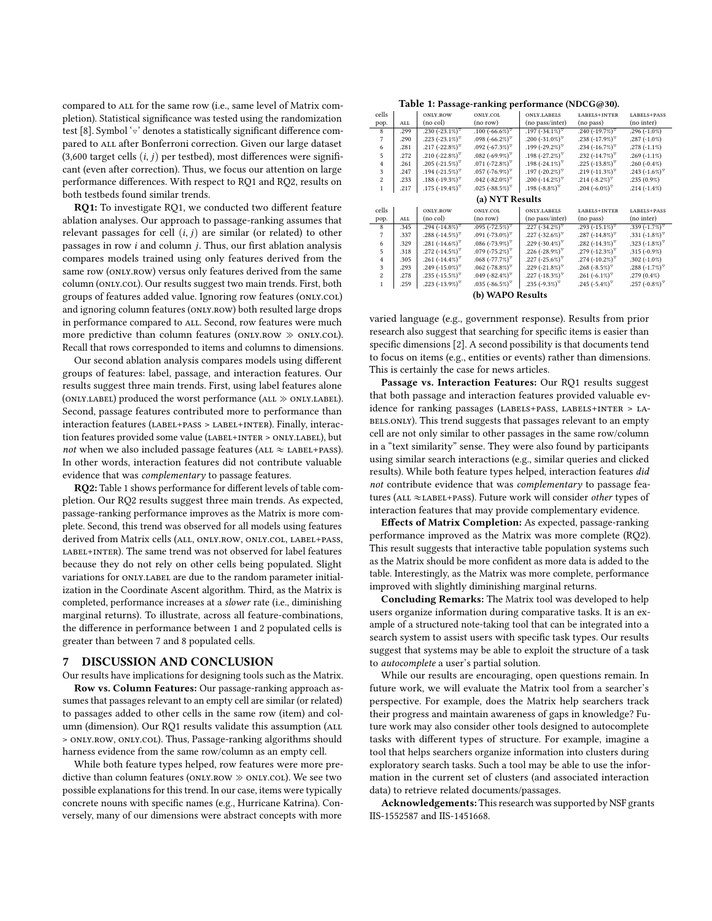compared to ALL for the same row (i.e., same level of Matrix completion). Statistical significance was tested using the randomization test [8]. Symbol '▿' denotes a statistically significant difference compared to ALL after Bonferroni correction. Given our large dataset (3,600 target cells $(i, j)$ per testbed), most differences were significant (even after correction). Thus, we focus our attention on large performance differences. With respect to RQ1 and RQ2, results on both testbeds found similar trends.

**RQ1:** To investigate RQ1, we conducted two different feature ablation analyses. Our approach to passage-ranking assumes that relevant passages for cell $(i, j)$ are similar (or related) to other passages in row $i$ and column $j$. Thus, our first ablation analysis compares models trained using only features derived from the same row (ONLY.ROW) versus only features derived from the same column (ONLY.COL). Our results suggest two main trends. First, both groups of features added value. Ignoring row features (ONLY.COL) and ignoring column features (ONLY.ROW) both resulted large drops in performance compared to ALL. Second, row features were much more predictive than column features (ONLY.ROW ≫ ONLY.COL). Recall that rows corresponded to items and columns to dimensions.

Our second ablation analysis compares models using different groups of features: label, passage, and interaction features. Our results suggest three main trends. First, using label features alone (ONLY.LABEL) produced the worst performance (ALL ≫ ONLY.LABEL). Second, passage features contributed more to performance than interaction features (LABEL+PASS > LABEL+INTER). Finally, interaction features provided some value (LABEL+INTER > ONLY.LABEL), but *not* when we also included passage features (ALL ≈ LABEL+PASS). In other words, interaction features did not contribute valuable evidence that was *complementary* to passage features.

**RQ2:** Table 1 shows performance for different levels of table completion. Our RQ2 results suggest three main trends. As expected, passage-ranking performance improves as the Matrix is more complete. Second, this trend was observed for all models using features derived from Matrix cells (ALL, ONLY.ROW, ONLY.COL, LABEL+PASS, LABEL+INTER). The same trend was not observed for label features because they do not rely on other cells being populated. Slight variations for ONLY.LABEL are due to the random parameter initialization in the Coordinate Ascent algorithm. Third, as the Matrix is completed, performance increases at a *slower* rate (i.e., diminishing marginal returns). To illustrate, across all feature-combinations, the difference in performance between 1 and 2 populated cells is greater than between 7 and 8 populated cells.

**Table 1: Passage-ranking performance (NDCG@30).**

| cells pop. | ALL | ONLY.ROW (no col) | ONLY.COL (no row) | ONLY.LABELS (no pass/inter) | LABELS+INTER (no pass) | LABELS+PASS (no inter) |
|---|---|---|---|---|---|---|
| 8 | .299 | .230 (-23.1%)▿ | .100 (-66.6%)▿ | .197 (-34.1%)▿ | .240 (-19.7%)▿ | .296 (-1.0%) |
| 7 | .290 | .223 (-23.1%)▿ | .098 (-66.2%)▿ | .200 (-31.0%)▿ | .238 (-17.9%)▿ | .287 (-1.0%) |
| 6 | .281 | .217 (-22.8%)▿ | .092 (-67.3%)▿ | .199 (-29.2%)▿ | .234 (-16.7%)▿ | .278 (-1.1%) |
| 5 | .272 | .210 (-22.8%)▿ | .082 (-69.9%)▿ | .198 (-27.2%)▿ | .232 (-14.7%)▿ | .269 (-1.1%) |
| 4 | .261 | .205 (-21.5%)▿ | .071 (-72.8%)▿ | .198 (-24.1%)▿ | .225 (-13.8%)▿ | .260 (-0.4%) |
| 3 | .247 | .194 (-21.5%)▿ | .057 (-76.9%)▿ | .197 (-20.2%)▿ | .219 (-11.3%)▿ | .243 (-1.6%)▿ |
| 2 | .233 | .188 (-19.3%)▿ | .042 (-82.0%)▿ | .200 (-14.2%)▿ | .214 (-8.2%)▿ | .235 (0.9%) |
| 1 | .217 | .175 (-19.4%)▿ | .025 (-88.5%)▿ | .198 (-8.8%)▿ | .204 (-6.0%)▿ | .214 (-1.4%) |

**(a) NYT Results**

| cells pop. | ALL | ONLY.ROW (no col) | ONLY.COL (no row) | ONLY.LABELS (no pass/inter) | LABELS+INTER (no pass) | LABELS+PASS (no inter) |
|---|---|---|---|---|---|---|
| 8 | .345 | .294 (-14.8%)▿ | .095 (-72.5%)▿ | .227 (-34.2%)▿ | .293 (-15.1%)▿ | .339 (-1.7%)▿ |
| 7 | .337 | .288 (-14.5%)▿ | .091 (-73.0%)▿ | .227 (-32.6%)▿ | .287 (-14.8%)▿ | .331 (-1.8%)▿ |
| 6 | .329 | .281 (-14.6%)▿ | .086 (-73.9%)▿ | .229 (-30.4%)▿ | .282 (-14.3%)▿ | .323 (-1.8%)▿ |
| 5 | .318 | .272 (-14.5%)▿ | .079 (-75.2%)▿ | .226 (-28.9%)▿ | .279 (-12.3%)▿ | .315 (-0.9%) |
| 4 | .305 | .261 (-14.4%)▿ | .068 (-77.7%)▿ | .227 (-25.6%)▿ | .274 (-10.2%)▿ | .302 (-1.0%) |
| 3 | .293 | .249 (-15.0%)▿ | .062 (-78.8%)▿ | .229 (-21.8%)▿ | .268 (-8.5%)▿ | .288 (-1.7%)▿ |
| 2 | .278 | .235 (-15.5%)▿ | .049 (-82.4%)▿ | .227 (-18.3%)▿ | .261 (-6.1%)▿ | .279 (0.4%) |
| 1 | .259 | .223 (-13.9%)▿ | .035 (-86.5%)▿ | .235 (-9.3%)▿ | .245 (-5.4%)▿ | .257 (-0.8%)▿ |

**(b) WAPO Results**

## 7 DISCUSSION AND CONCLUSION

Our results have implications for designing tools such as the Matrix.

**Row vs. Column Features:** Our passage-ranking approach assumes that passages relevant to an empty cell are similar (or related) to passages added to other cells in the same row (item) and column (dimension). Our RQ1 results validate this assumption (ALL > ONLY.ROW, ONLY.COL). Thus, Passage-ranking algorithms should harness evidence from the same row/column as an empty cell.

While both feature types helped, row features were more predictive than column features (ONLY.ROW ≫ ONLY.COL). We see two possible explanations for this trend. In our case, items were typically concrete nouns with specific names (e.g., Hurricane Katrina). Conversely, many of our dimensions were abstract concepts with more varied language (e.g., government response). Results from prior research also suggest that searching for specific items is easier than specific dimensions [2]. A second possibility is that documents tend to focus on items (e.g., entities or events) rather than dimensions. This is certainly the case for news articles.

**Passage vs. Interaction Features:** Our RQ1 results suggest that both passage and interaction features provided valuable evidence for ranking passages (LABELS+PASS, LABELS+INTER > LABELS.ONLY). This trend suggests that passages relevant to an empty cell are not only similar to other passages in the same row/column in a "text similarity" sense. They were also found by participants using similar search interactions (e.g., similar queries and clicked results). While both feature types helped, interaction features *did not* contribute evidence that was *complementary* to passage features (ALL ≈LABEL+PASS). Future work will consider *other* types of interaction features that may provide complementary evidence.

**Effects of Matrix Completion:** As expected, passage-ranking performance improved as the Matrix was more complete (RQ2). This result suggests that interactive table population systems such as the Matrix should be more confident as more data is added to the table. Interestingly, as the Matrix was more complete, performance improved with slightly diminishing marginal returns.

**Concluding Remarks:** The Matrix tool was developed to help users organize information during comparative tasks. It is an example of a structured note-taking tool that can be integrated into a search system to assist users with specific task types. Our results suggest that systems may be able to exploit the structure of a task to *autocomplete* a user's partial solution.

While our results are encouraging, open questions remain. In future work, we will evaluate the Matrix tool from a searcher's perspective. For example, does the Matrix help searchers track their progress and maintain awareness of gaps in knowledge? Future work may also consider other tools designed to autocomplete tasks with different types of structure. For example, imagine a tool that helps searchers organize information into clusters during exploratory search tasks. Such a tool may be able to use the information in the current set of clusters (and associated interaction data) to retrieve related documents/passages.

**Acknowledgements:** This research was supported by NSF grants IIS-1552587 and IIS-1451668.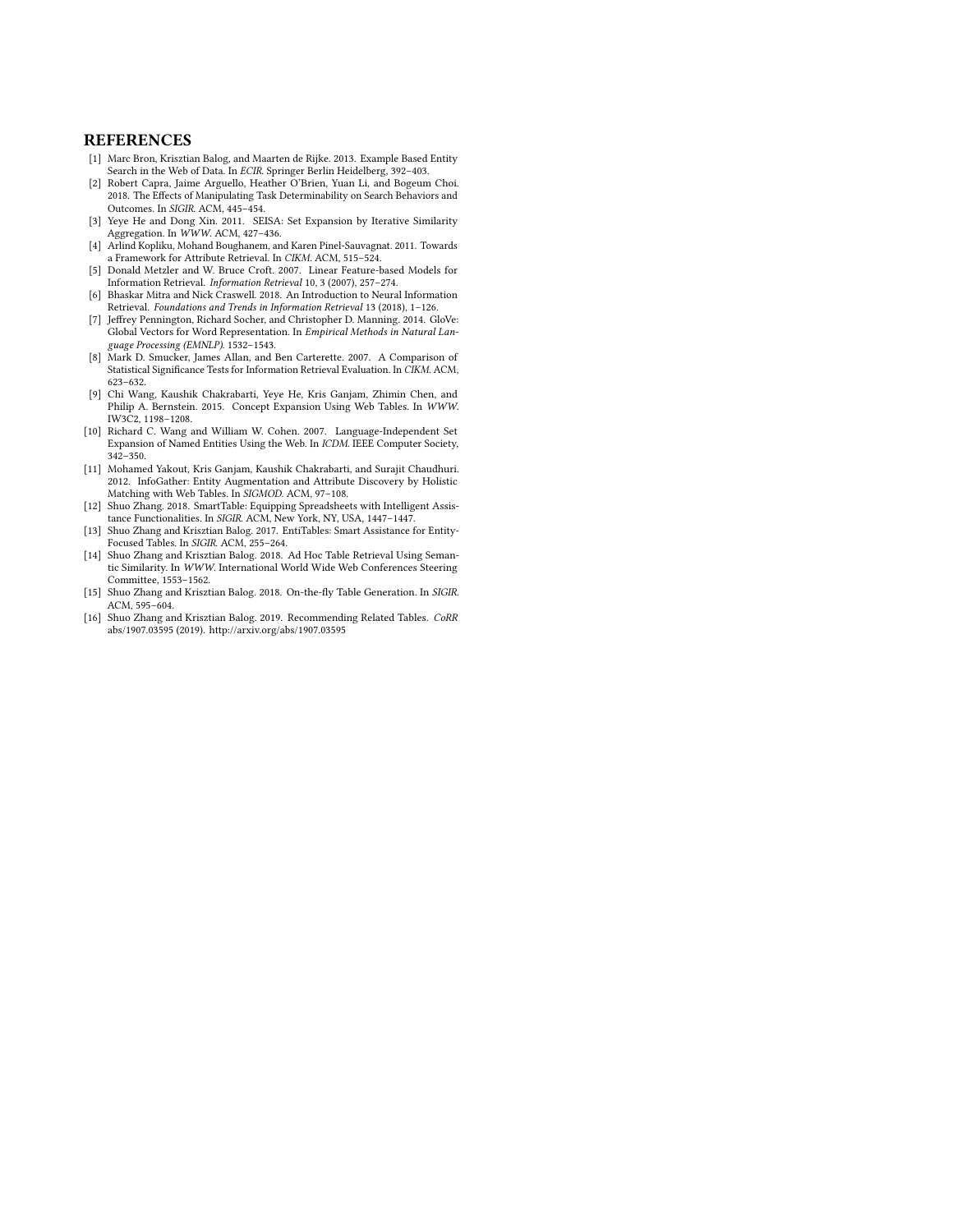## REFERENCES

- [1] Marc Bron, Krisztian Balog, and Maarten de Rijke. 2013. Example Based Entity Search in the Web of Data. In *ECIR*. Springer Berlin Heidelberg, 392–403.
- [2] Robert Capra, Jaime Arguello, Heather O'Brien, Yuan Li, and Bogeum Choi. 2018. The Effects of Manipulating Task Determinability on Search Behaviors and Outcomes. In *SIGIR*. ACM, 445–454.
- [3] Yeye He and Dong Xin. 2011. SEISA: Set Expansion by Iterative Similarity Aggregation. In *WWW*. ACM, 427–436.
- [4] Arlind Kopliku, Mohand Boughanem, and Karen Pinel-Sauvagnat. 2011. Towards a Framework for Attribute Retrieval. In *CIKM*. ACM, 515–524.
- [5] Donald Metzler and W. Bruce Croft. 2007. Linear Feature-based Models for Information Retrieval. *Information Retrieval* 10, 3 (2007), 257–274.
- [6] Bhaskar Mitra and Nick Craswell. 2018. An Introduction to Neural Information Retrieval. *Foundations and Trends in Information Retrieval* 13 (2018), 1–126.
- [7] Jeffrey Pennington, Richard Socher, and Christopher D. Manning. 2014. GloVe: Global Vectors for Word Representation. In *Empirical Methods in Natural Language Processing (EMNLP)*. 1532–1543.
- [8] Mark D. Smucker, James Allan, and Ben Carterette. 2007. A Comparison of Statistical Significance Tests for Information Retrieval Evaluation. In *CIKM*. ACM, 623–632.
- [9] Chi Wang, Kaushik Chakrabarti, Yeye He, Kris Ganjam, Zhimin Chen, and Philip A. Bernstein. 2015. Concept Expansion Using Web Tables. In *WWW*. IW3C2, 1198–1208.
- [10] Richard C. Wang and William W. Cohen. 2007. Language-Independent Set Expansion of Named Entities Using the Web. In *ICDM*. IEEE Computer Society, 342–350.
- [11] Mohamed Yakout, Kris Ganjam, Kaushik Chakrabarti, and Surajit Chaudhuri. 2012. InfoGather: Entity Augmentation and Attribute Discovery by Holistic Matching with Web Tables. In *SIGMOD*. ACM, 97–108.
- [12] Shuo Zhang. 2018. SmartTable: Equipping Spreadsheets with Intelligent Assistance Functionalities. In *SIGIR*. ACM, New York, NY, USA, 1447–1447.
- [13] Shuo Zhang and Krisztian Balog. 2017. EntiTables: Smart Assistance for Entity-Focused Tables. In *SIGIR*. ACM, 255–264.
- [14] Shuo Zhang and Krisztian Balog. 2018. Ad Hoc Table Retrieval Using Semantic Similarity. In *WWW*. International World Wide Web Conferences Steering Committee, 1553–1562.
- [15] Shuo Zhang and Krisztian Balog. 2018. On-the-fly Table Generation. In *SIGIR*. ACM, 595–604.
- [16] Shuo Zhang and Krisztian Balog. 2019. Recommending Related Tables. *CoRR* abs/1907.03595 (2019). http://arxiv.org/abs/1907.03595